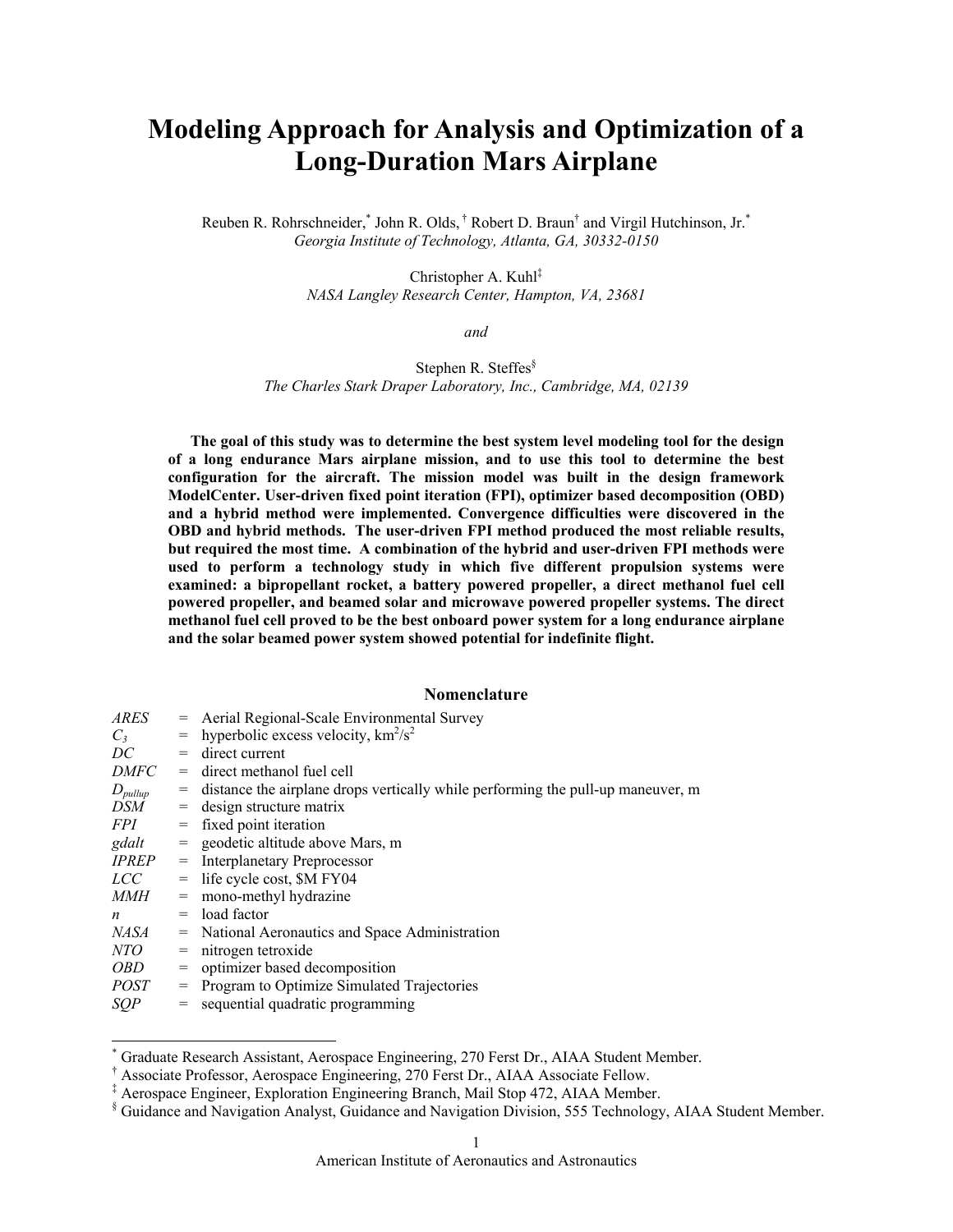# Modeling Approach for Analysis and Optimization of a Long-Duration Mars Airplane

Reuben R. Rohrschneider,[*] John R. Olds,[†] Robert D. Braun[†] and Virgil Hutchinson, Jr.[*]
*Georgia Institute of Technology, Atlanta, GA, 30332-0150*

Christopher A. Kuhl[‡]
*NASA Langley Research Center, Hampton, VA, 23681*

*and*

Stephen R. Steffes[§]
*The Charles Stark Draper Laboratory, Inc., Cambridge, MA, 02139*

**The goal of this study was to determine the best system level modeling tool for the design of a long endurance Mars airplane mission, and to use this tool to determine the best configuration for the aircraft. The mission model was built in the design framework ModelCenter. User-driven fixed point iteration (FPI), optimizer based decomposition (OBD) and a hybrid method were implemented. Convergence difficulties were discovered in the OBD and hybrid methods. The user-driven FPI method produced the most reliable results, but required the most time. A combination of the hybrid and user-driven FPI methods were used to perform a technology study in which five different propulsion systems were examined: a bipropellant rocket, a battery powered propeller, a direct methanol fuel cell powered propeller, and beamed solar and microwave powered propeller systems. The direct methanol fuel cell proved to be the best onboard power system for a long endurance airplane and the solar beamed power system showed potential for indefinite flight.**

## Nomenclature

| | | |
|---|---|---|
| *ARES* | = | Aerial Regional-Scale Environmental Survey |
| $C_3$ | = | hyperbolic excess velocity, km$^2$/s$^2$ |
| *DC* | = | direct current |
| *DMFC* | = | direct methanol fuel cell |
| $D_{pullup}$ | = | distance the airplane drops vertically while performing the pull-up maneuver, m |
| *DSM* | = | design structure matrix |
| *FPI* | = | fixed point iteration |
| *gdalt* | = | geodetic altitude above Mars, m |
| *IPREP* | = | Interplanetary Preprocessor |
| *LCC* | = | life cycle cost, \$M FY04 |
| *MMH* | = | mono-methyl hydrazine |
| *n* | = | load factor |
| *NASA* | = | National Aeronautics and Space Administration |
| *NTO* | = | nitrogen tetroxide |
| *OBD* | = | optimizer based decomposition |
| *POST* | = | Program to Optimize Simulated Trajectories |
| *SQP* | = | sequential quadratic programming |

[*] Graduate Research Assistant, Aerospace Engineering, 270 Ferst Dr., AIAA Student Member.
[†] Associate Professor, Aerospace Engineering, 270 Ferst Dr., AIAA Associate Fellow.
[‡] Aerospace Engineer, Exploration Engineering Branch, Mail Stop 472, AIAA Member.
[§] Guidance and Navigation Analyst, Guidance and Navigation Division, 555 Technology, AIAA Student Member.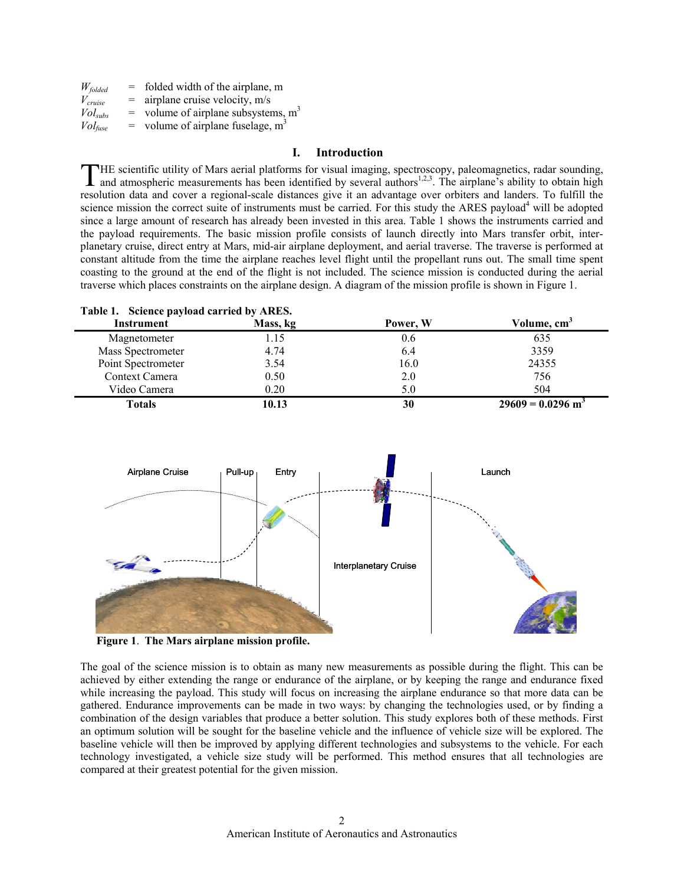$W_{folded}$ = folded width of the airplane, m
$V_{cruise}$ = airplane cruise velocity, m/s
$Vol_{subs}$ = volume of airplane subsystems, $m^3$
$Vol_{fuse}$ = volume of airplane fuselage, $m^3$

## I. Introduction

THE scientific utility of Mars aerial platforms for visual imaging, spectroscopy, paleomagnetics, radar sounding, and atmospheric measurements has been identified by several authors[1,2,3]. The airplane's ability to obtain high resolution data and cover a regional-scale distances give it an advantage over orbiters and landers. To fulfill the science mission the correct suite of instruments must be carried. For this study the ARES payload[4] will be adopted since a large amount of research has already been invested in this area. Table 1 shows the instruments carried and the payload requirements. The basic mission profile consists of launch directly into Mars transfer orbit, interplanetary cruise, direct entry at Mars, mid-air airplane deployment, and aerial traverse. The traverse is performed at constant altitude from the time the airplane reaches level flight until the propellant runs out. The small time spent coasting to the ground at the end of the flight is not included. The science mission is conducted during the aerial traverse which places constraints on the airplane design. A diagram of the mission profile is shown in Figure 1.

**Table 1. Science payload carried by ARES.**

| Instrument | Mass, kg | Power, W | Volume, $cm^3$ |
|---|---|---|---|
| Magnetometer | 1.15 | 0.6 | 635 |
| Mass Spectrometer | 4.74 | 6.4 | 3359 |
| Point Spectrometer | 3.54 | 16.0 | 24355 |
| Context Camera | 0.50 | 2.0 | 756 |
| Video Camera | 0.20 | 5.0 | 504 |
| **Totals** | **10.13** | **30** | **29609 = 0.0296 $m^3$** |

**Figure 1. The Mars airplane mission profile.**

The goal of the science mission is to obtain as many new measurements as possible during the flight. This can be achieved by either extending the range or endurance of the airplane, or by keeping the range and endurance fixed while increasing the payload. This study will focus on increasing the airplane endurance so that more data can be gathered. Endurance improvements can be made in two ways: by changing the technologies used, or by finding a combination of the design variables that produce a better solution. This study explores both of these methods. First an optimum solution will be sought for the baseline vehicle and the influence of vehicle size will be explored. The baseline vehicle will then be improved by applying different technologies and subsystems to the vehicle. For each technology investigated, a vehicle size study will be performed. This method ensures that all technologies are compared at their greatest potential for the given mission.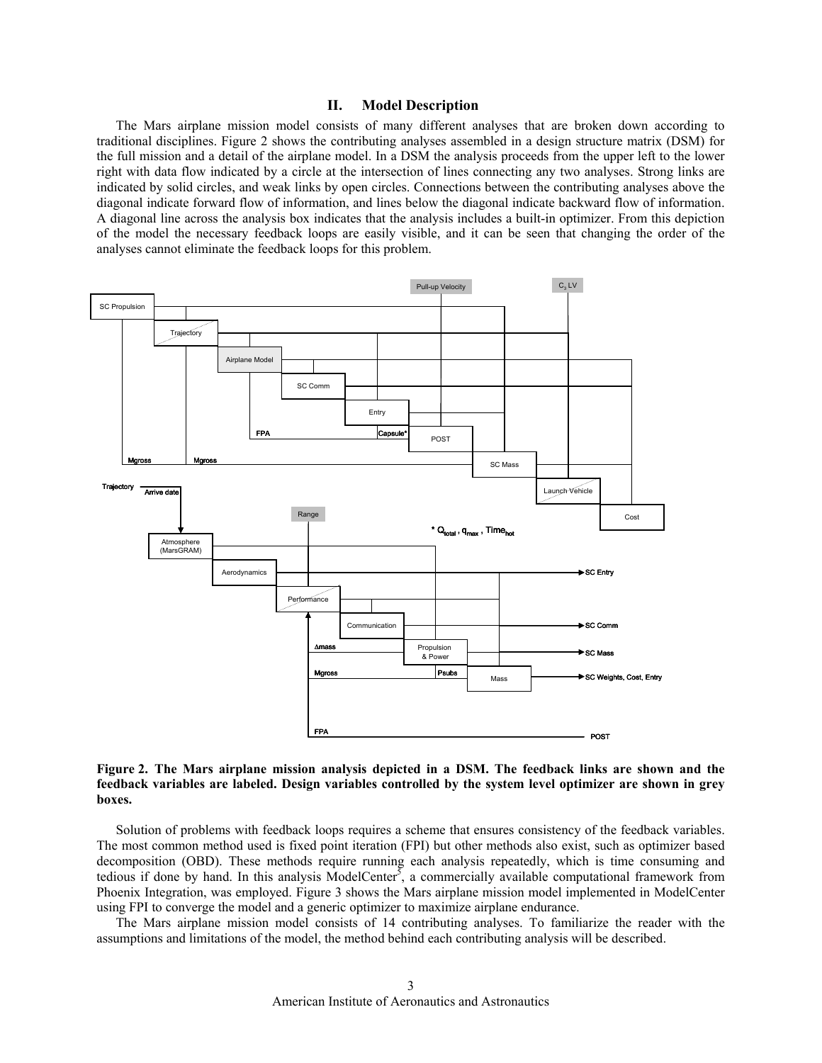## II. Model Description

The Mars airplane mission model consists of many different analyses that are broken down according to traditional disciplines. Figure 2 shows the contributing analyses assembled in a design structure matrix (DSM) for the full mission and a detail of the airplane model. In a DSM the analysis proceeds from the upper left to the lower right with data flow indicated by a circle at the intersection of lines connecting any two analyses. Strong links are indicated by solid circles, and weak links by open circles. Connections between the contributing analyses above the diagonal indicate forward flow of information, and lines below the diagonal indicate backward flow of information. A diagonal line across the analysis box indicates that the analysis includes a built-in optimizer. From this depiction of the model the necessary feedback loops are easily visible, and it can be seen that changing the order of the analyses cannot eliminate the feedback loops for this problem.

**Figure 2. The Mars airplane mission analysis depicted in a DSM. The feedback links are shown and the feedback variables are labeled. Design variables controlled by the system level optimizer are shown in grey boxes.**

Solution of problems with feedback loops requires a scheme that ensures consistency of the feedback variables. The most common method used is fixed point iteration (FPI) but other methods also exist, such as optimizer based decomposition (OBD). These methods require running each analysis repeatedly, which is time consuming and tedious if done by hand. In this analysis ModelCenter[5], a commercially available computational framework from Phoenix Integration, was employed. Figure 3 shows the Mars airplane mission model implemented in ModelCenter using FPI to converge the model and a generic optimizer to maximize airplane endurance.

The Mars airplane mission model consists of 14 contributing analyses. To familiarize the reader with the assumptions and limitations of the model, the method behind each contributing analysis will be described.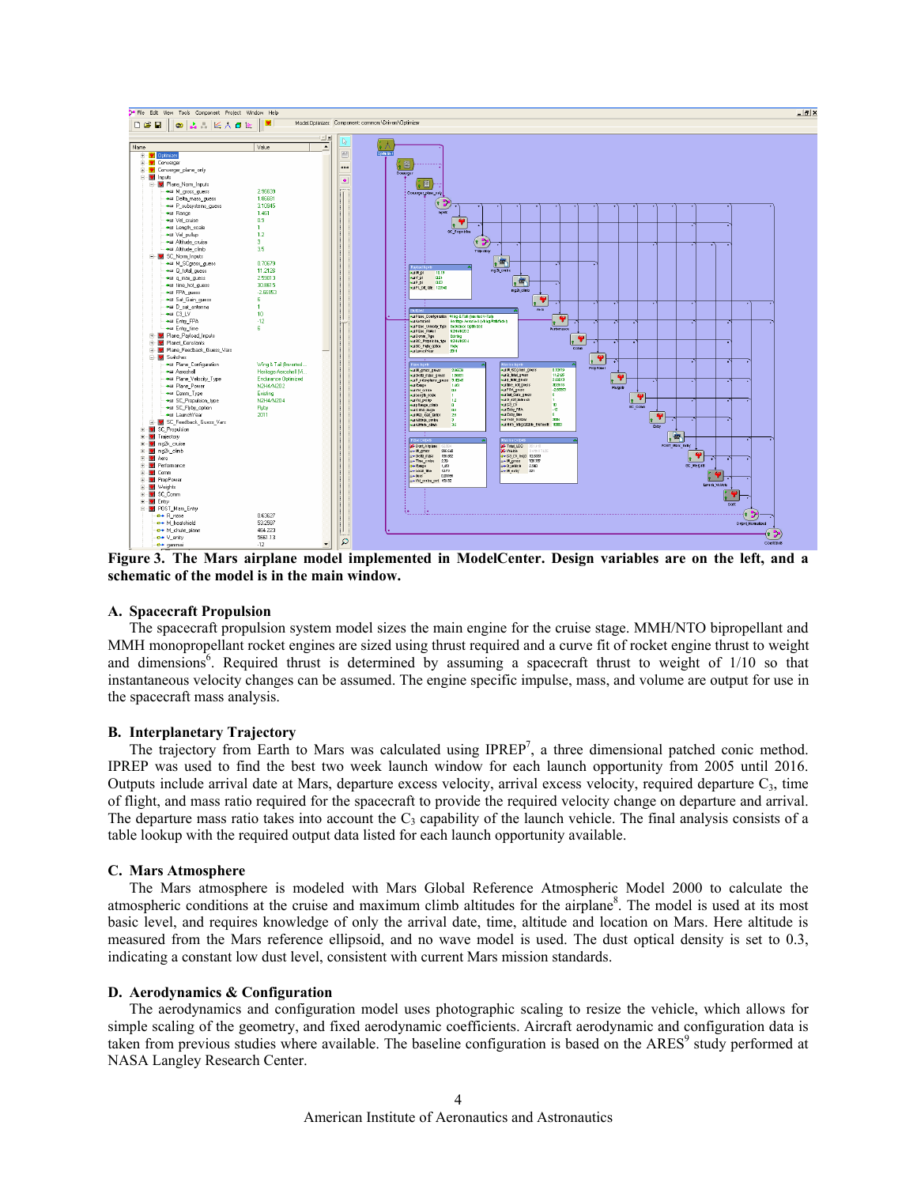**Figure 3. The Mars airplane model implemented in ModelCenter. Design variables are on the left, and a schematic of the model is in the main window.**

### A. Spacecraft Propulsion

The spacecraft propulsion system model sizes the main engine for the cruise stage. MMH/NTO bipropellant and MMH monopropellant rocket engines are sized using thrust required and a curve fit of rocket engine thrust to weight and dimensions[6]. Required thrust is determined by assuming a spacecraft thrust to weight of 1/10 so that instantaneous velocity changes can be assumed. The engine specific impulse, mass, and volume are output for use in the spacecraft mass analysis.

### B. Interplanetary Trajectory

The trajectory from Earth to Mars was calculated using IPREP[7], a three dimensional patched conic method. IPREP was used to find the best two week launch window for each launch opportunity from 2005 until 2016. Outputs include arrival date at Mars, departure excess velocity, arrival excess velocity, required departure $C_3$, time of flight, and mass ratio required for the spacecraft to provide the required velocity change on departure and arrival. The departure mass ratio takes into account the $C_3$ capability of the launch vehicle. The final analysis consists of a table lookup with the required output data listed for each launch opportunity available.

### C. Mars Atmosphere

The Mars atmosphere is modeled with Mars Global Reference Atmospheric Model 2000 to calculate the atmospheric conditions at the cruise and maximum climb altitudes for the airplane[8]. The model is used at its most basic level, and requires knowledge of only the arrival date, time, altitude and location on Mars. Here altitude is measured from the Mars reference ellipsoid, and no wave model is used. The dust optical density is set to 0.3, indicating a constant low dust level, consistent with current Mars mission standards.

### D. Aerodynamics & Configuration

The aerodynamics and configuration model uses photographic scaling to resize the vehicle, which allows for simple scaling of the geometry, and fixed aerodynamic coefficients. Aircraft aerodynamic and configuration data is taken from previous studies where available. The baseline configuration is based on the ARES[9] study performed at NASA Langley Research Center.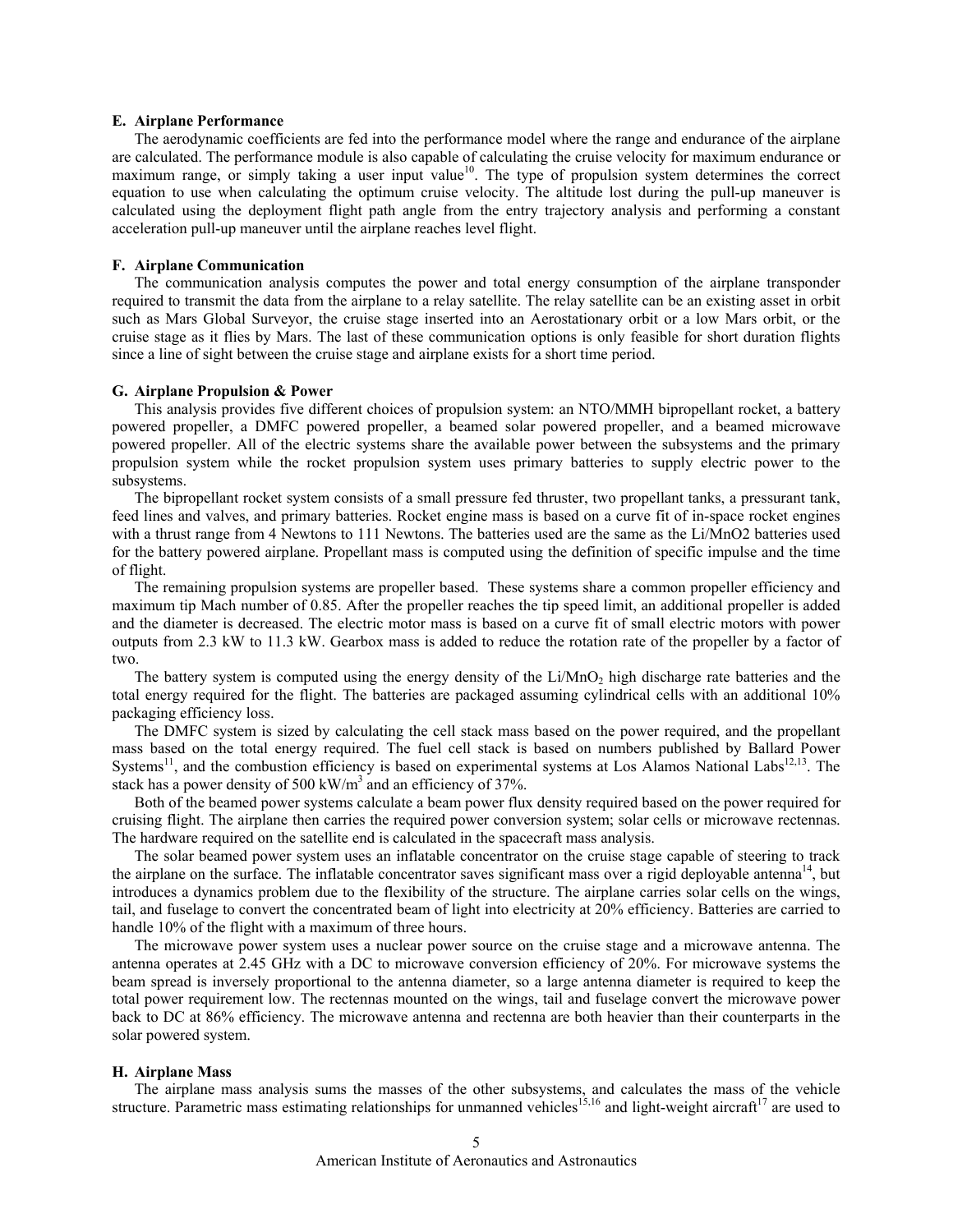### E. Airplane Performance

The aerodynamic coefficients are fed into the performance model where the range and endurance of the airplane are calculated. The performance module is also capable of calculating the cruise velocity for maximum endurance or maximum range, or simply taking a user input value[10]. The type of propulsion system determines the correct equation to use when calculating the optimum cruise velocity. The altitude lost during the pull-up maneuver is calculated using the deployment flight path angle from the entry trajectory analysis and performing a constant acceleration pull-up maneuver until the airplane reaches level flight.

### F. Airplane Communication

The communication analysis computes the power and total energy consumption of the airplane transponder required to transmit the data from the airplane to a relay satellite. The relay satellite can be an existing asset in orbit such as Mars Global Surveyor, the cruise stage inserted into an Aerostationary orbit or a low Mars orbit, or the cruise stage as it flies by Mars. The last of these communication options is only feasible for short duration flights since a line of sight between the cruise stage and airplane exists for a short time period.

### G. Airplane Propulsion & Power

This analysis provides five different choices of propulsion system: an NTO/MMH bipropellant rocket, a battery powered propeller, a DMFC powered propeller, a beamed solar powered propeller, and a beamed microwave powered propeller. All of the electric systems share the available power between the subsystems and the primary propulsion system while the rocket propulsion system uses primary batteries to supply electric power to the subsystems.

The bipropellant rocket system consists of a small pressure fed thruster, two propellant tanks, a pressurant tank, feed lines and valves, and primary batteries. Rocket engine mass is based on a curve fit of in-space rocket engines with a thrust range from 4 Newtons to 111 Newtons. The batteries used are the same as the Li/MnO2 batteries used for the battery powered airplane. Propellant mass is computed using the definition of specific impulse and the time of flight.

The remaining propulsion systems are propeller based. These systems share a common propeller efficiency and maximum tip Mach number of 0.85. After the propeller reaches the tip speed limit, an additional propeller is added and the diameter is decreased. The electric motor mass is based on a curve fit of small electric motors with power outputs from 2.3 kW to 11.3 kW. Gearbox mass is added to reduce the rotation rate of the propeller by a factor of two.

The battery system is computed using the energy density of the $Li/MnO_2$ high discharge rate batteries and the total energy required for the flight. The batteries are packaged assuming cylindrical cells with an additional 10% packaging efficiency loss.

The DMFC system is sized by calculating the cell stack mass based on the power required, and the propellant mass based on the total energy required. The fuel cell stack is based on numbers published by Ballard Power Systems[11], and the combustion efficiency is based on experimental systems at Los Alamos National Labs[12,13]. The stack has a power density of 500 $kW/m^3$ and an efficiency of 37%.

Both of the beamed power systems calculate a beam power flux density required based on the power required for cruising flight. The airplane then carries the required power conversion system; solar cells or microwave rectennas. The hardware required on the satellite end is calculated in the spacecraft mass analysis.

The solar beamed power system uses an inflatable concentrator on the cruise stage capable of steering to track the airplane on the surface. The inflatable concentrator saves significant mass over a rigid deployable antenna[14], but introduces a dynamics problem due to the flexibility of the structure. The airplane carries solar cells on the wings, tail, and fuselage to convert the concentrated beam of light into electricity at 20% efficiency. Batteries are carried to handle 10% of the flight with a maximum of three hours.

The microwave power system uses a nuclear power source on the cruise stage and a microwave antenna. The antenna operates at 2.45 GHz with a DC to microwave conversion efficiency of 20%. For microwave systems the beam spread is inversely proportional to the antenna diameter, so a large antenna diameter is required to keep the total power requirement low. The rectennas mounted on the wings, tail and fuselage convert the microwave power back to DC at 86% efficiency. The microwave antenna and rectenna are both heavier than their counterparts in the solar powered system.

### H. Airplane Mass

The airplane mass analysis sums the masses of the other subsystems, and calculates the mass of the vehicle structure. Parametric mass estimating relationships for unmanned vehicles[15,16] and light-weight aircraft[17] are used to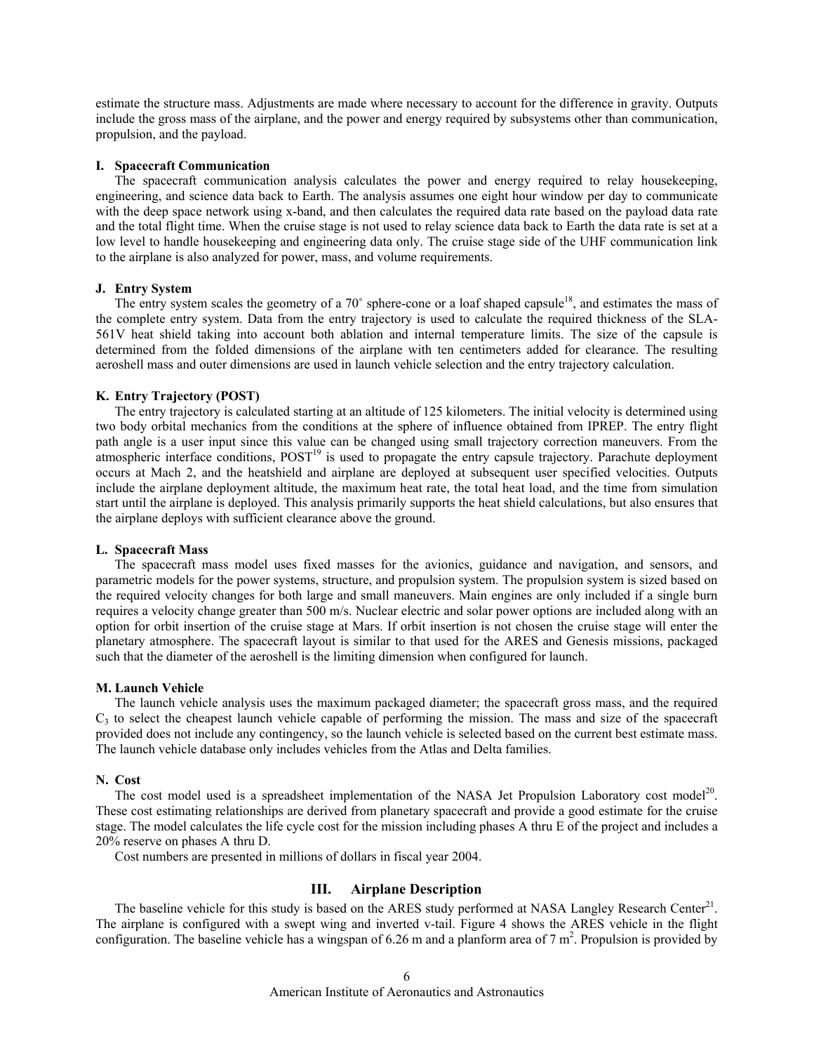estimate the structure mass. Adjustments are made where necessary to account for the difference in gravity. Outputs include the gross mass of the airplane, and the power and energy required by subsystems other than communication, propulsion, and the payload.

### I. Spacecraft Communication

The spacecraft communication analysis calculates the power and energy required to relay housekeeping, engineering, and science data back to Earth. The analysis assumes one eight hour window per day to communicate with the deep space network using x-band, and then calculates the required data rate based on the payload data rate and the total flight time. When the cruise stage is not used to relay science data back to Earth the data rate is set at a low level to handle housekeeping and engineering data only. The cruise stage side of the UHF communication link to the airplane is also analyzed for power, mass, and volume requirements.

### J. Entry System

The entry system scales the geometry of a 70˚ sphere-cone or a loaf shaped capsule[18], and estimates the mass of the complete entry system. Data from the entry trajectory is used to calculate the required thickness of the SLA-561V heat shield taking into account both ablation and internal temperature limits. The size of the capsule is determined from the folded dimensions of the airplane with ten centimeters added for clearance. The resulting aeroshell mass and outer dimensions are used in launch vehicle selection and the entry trajectory calculation.

### K. Entry Trajectory (POST)

The entry trajectory is calculated starting at an altitude of 125 kilometers. The initial velocity is determined using two body orbital mechanics from the conditions at the sphere of influence obtained from IPREP. The entry flight path angle is a user input since this value can be changed using small trajectory correction maneuvers. From the atmospheric interface conditions, POST[19] is used to propagate the entry capsule trajectory. Parachute deployment occurs at Mach 2, and the heatshield and airplane are deployed at subsequent user specified velocities. Outputs include the airplane deployment altitude, the maximum heat rate, the total heat load, and the time from simulation start until the airplane is deployed. This analysis primarily supports the heat shield calculations, but also ensures that the airplane deploys with sufficient clearance above the ground.

### L. Spacecraft Mass

The spacecraft mass model uses fixed masses for the avionics, guidance and navigation, and sensors, and parametric models for the power systems, structure, and propulsion system. The propulsion system is sized based on the required velocity changes for both large and small maneuvers. Main engines are only included if a single burn requires a velocity change greater than 500 m/s. Nuclear electric and solar power options are included along with an option for orbit insertion of the cruise stage at Mars. If orbit insertion is not chosen the cruise stage will enter the planetary atmosphere. The spacecraft layout is similar to that used for the ARES and Genesis missions, packaged such that the diameter of the aeroshell is the limiting dimension when configured for launch.

### M. Launch Vehicle

The launch vehicle analysis uses the maximum packaged diameter; the spacecraft gross mass, and the required $C_3$ to select the cheapest launch vehicle capable of performing the mission. The mass and size of the spacecraft provided does not include any contingency, so the launch vehicle is selected based on the current best estimate mass. The launch vehicle database only includes vehicles from the Atlas and Delta families.

### N. Cost

The cost model used is a spreadsheet implementation of the NASA Jet Propulsion Laboratory cost model[20]. These cost estimating relationships are derived from planetary spacecraft and provide a good estimate for the cruise stage. The model calculates the life cycle cost for the mission including phases A thru E of the project and includes a 20% reserve on phases A thru D.

Cost numbers are presented in millions of dollars in fiscal year 2004.

## III. Airplane Description

The baseline vehicle for this study is based on the ARES study performed at NASA Langley Research Center[21]. The airplane is configured with a swept wing and inverted v-tail. Figure 4 shows the ARES vehicle in the flight configuration. The baseline vehicle has a wingspan of 6.26 m and a planform area of 7 $m^2$. Propulsion is provided by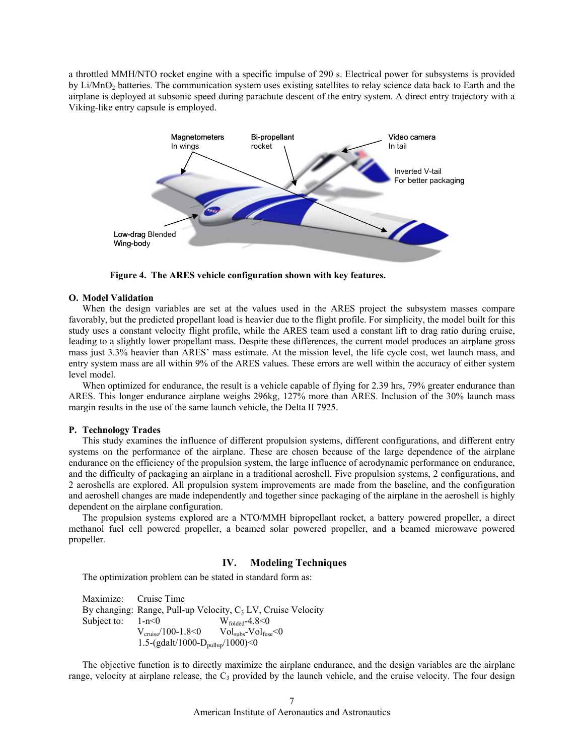a throttled MMH/NTO rocket engine with a specific impulse of 290 s. Electrical power for subsystems is provided by Li/$MnO_2$ batteries. The communication system uses existing satellites to relay science data back to Earth and the airplane is deployed at subsonic speed during parachute descent of the entry system. A direct entry trajectory with a Viking-like entry capsule is employed.

**Figure 4. The ARES vehicle configuration shown with key features.**

### O. Model Validation

When the design variables are set at the values used in the ARES project the subsystem masses compare favorably, but the predicted propellant load is heavier due to the flight profile. For simplicity, the model built for this study uses a constant velocity flight profile, while the ARES team used a constant lift to drag ratio during cruise, leading to a slightly lower propellant mass. Despite these differences, the current model produces an airplane gross mass just 3.3% heavier than ARES' mass estimate. At the mission level, the life cycle cost, wet launch mass, and entry system mass are all within 9% of the ARES values. These errors are well within the accuracy of either system level model.

When optimized for endurance, the result is a vehicle capable of flying for 2.39 hrs, 79% greater endurance than ARES. This longer endurance airplane weighs 296kg, 127% more than ARES. Inclusion of the 30% launch mass margin results in the use of the same launch vehicle, the Delta II 7925.

### P. Technology Trades

This study examines the influence of different propulsion systems, different configurations, and different entry systems on the performance of the airplane. These are chosen because of the large dependence of the airplane endurance on the efficiency of the propulsion system, the large influence of aerodynamic performance on endurance, and the difficulty of packaging an airplane in a traditional aeroshell. Five propulsion systems, 2 configurations, and 2 aeroshells are explored. All propulsion system improvements are made from the baseline, and the configuration and aeroshell changes are made independently and together since packaging of the airplane in the aeroshell is highly dependent on the airplane configuration.

The propulsion systems explored are a NTO/MMH bipropellant rocket, a battery powered propeller, a direct methanol fuel cell powered propeller, a beamed solar powered propeller, and a beamed microwave powered propeller.

## IV. Modeling Techniques

The optimization problem can be stated in standard form as:

Maximize: Cruise Time

By changing: Range, Pull-up Velocity, $C_3$ LV, Cruise Velocity

Subject to: $1-n<0$ $\quad$ $W_{folded}-4.8<0$

$V_{cruise}/100-1.8<0$ $\quad$ $Vol_{subs}-Vol_{fuse}<0$

$1.5-(gdalt/1000-D_{pullup}/1000)<0$

The objective function is to directly maximize the airplane endurance, and the design variables are the airplane range, velocity at airplane release, the $C_3$ provided by the launch vehicle, and the cruise velocity. The four design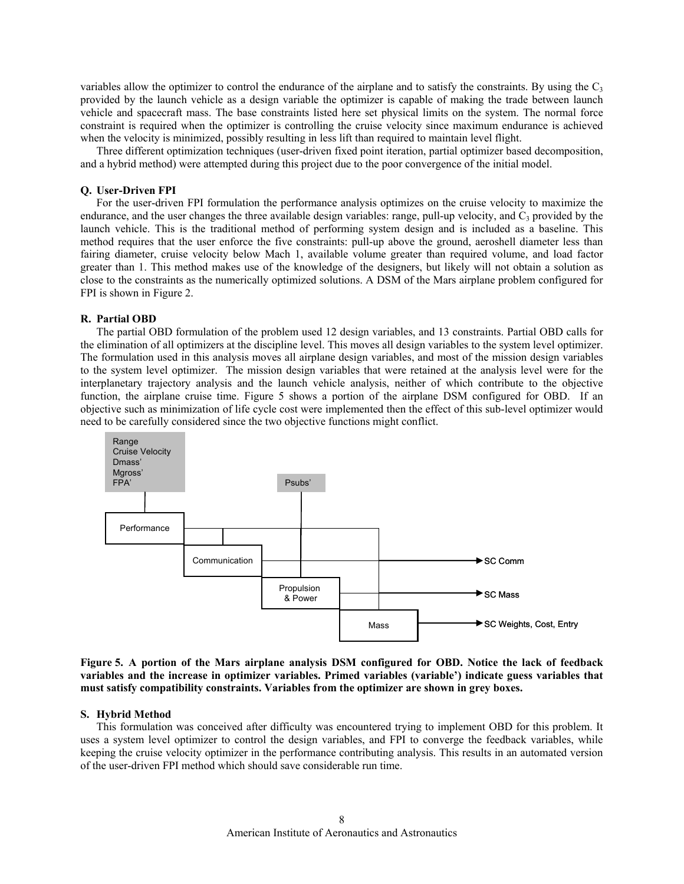variables allow the optimizer to control the endurance of the airplane and to satisfy the constraints. By using the $C_3$ provided by the launch vehicle as a design variable the optimizer is capable of making the trade between launch vehicle and spacecraft mass. The base constraints listed here set physical limits on the system. The normal force constraint is required when the optimizer is controlling the cruise velocity since maximum endurance is achieved when the velocity is minimized, possibly resulting in less lift than required to maintain level flight.

Three different optimization techniques (user-driven fixed point iteration, partial optimizer based decomposition, and a hybrid method) were attempted during this project due to the poor convergence of the initial model.

### Q. User-Driven FPI

For the user-driven FPI formulation the performance analysis optimizes on the cruise velocity to maximize the endurance, and the user changes the three available design variables: range, pull-up velocity, and $C_3$ provided by the launch vehicle. This is the traditional method of performing system design and is included as a baseline. This method requires that the user enforce the five constraints: pull-up above the ground, aeroshell diameter less than fairing diameter, cruise velocity below Mach 1, available volume greater than required volume, and load factor greater than 1. This method makes use of the knowledge of the designers, but likely will not obtain a solution as close to the constraints as the numerically optimized solutions. A DSM of the Mars airplane problem configured for FPI is shown in Figure 2.

### R. Partial OBD

The partial OBD formulation of the problem used 12 design variables, and 13 constraints. Partial OBD calls for the elimination of all optimizers at the discipline level. This moves all design variables to the system level optimizer. The formulation used in this analysis moves all airplane design variables, and most of the mission design variables to the system level optimizer. The mission design variables that were retained at the analysis level were for the interplanetary trajectory analysis and the launch vehicle analysis, neither of which contribute to the objective function, the airplane cruise time. Figure 5 shows a portion of the airplane DSM configured for OBD. If an objective such as minimization of life cycle cost were implemented then the effect of this sub-level optimizer would need to be carefully considered since the two objective functions might conflict.

Range
Cruise Velocity
Dmass'
Mgross'
FPA'

Psubs'

Performance

Communication

Propulsion & Power

Mass

SC Comm

SC Mass

SC Weights, Cost, Entry

**Figure 5. A portion of the Mars airplane analysis DSM configured for OBD. Notice the lack of feedback variables and the increase in optimizer variables. Primed variables (variable') indicate guess variables that must satisfy compatibility constraints. Variables from the optimizer are shown in grey boxes.**

### S. Hybrid Method

This formulation was conceived after difficulty was encountered trying to implement OBD for this problem. It uses a system level optimizer to control the design variables, and FPI to converge the feedback variables, while keeping the cruise velocity optimizer in the performance contributing analysis. This results in an automated version of the user-driven FPI method which should save considerable run time.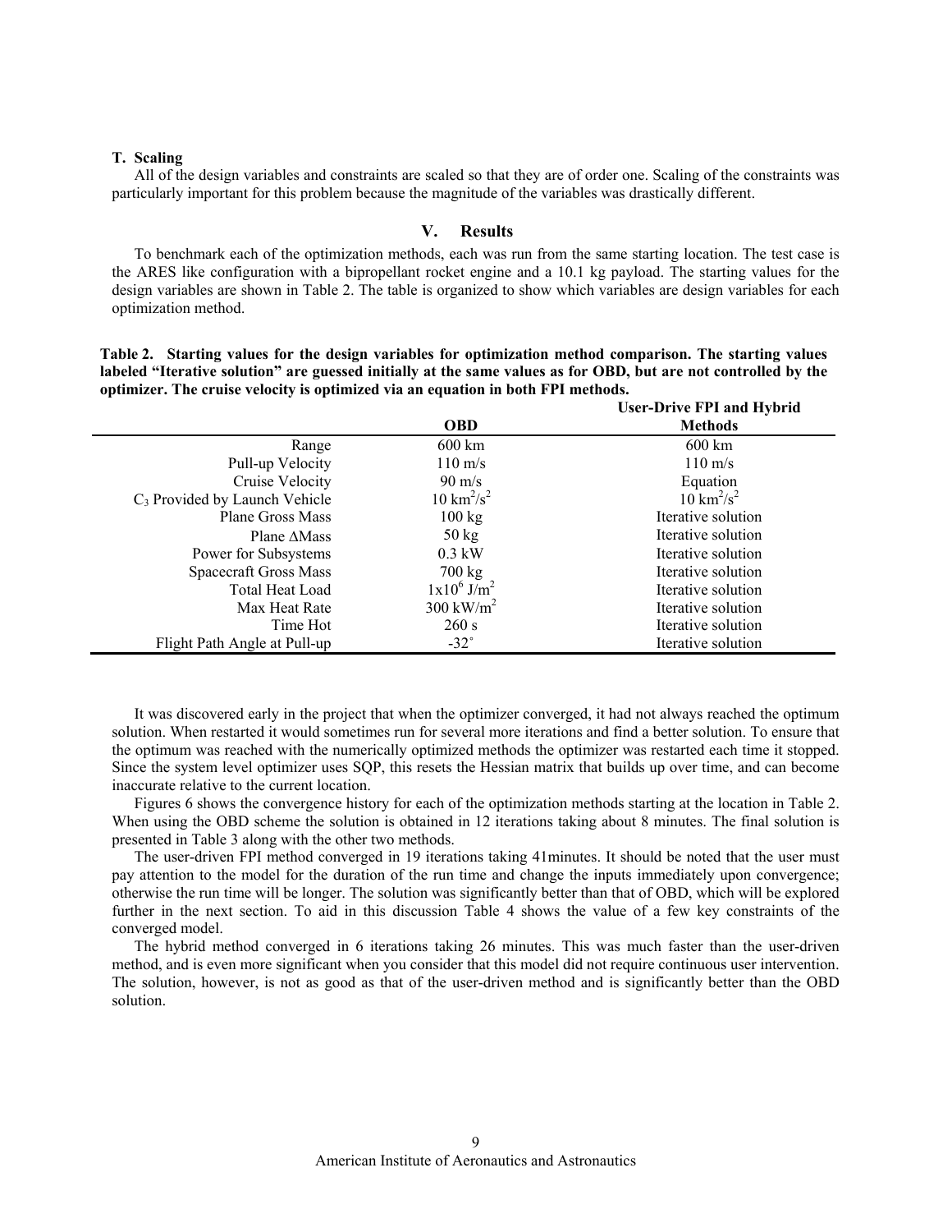### T. Scaling

All of the design variables and constraints are scaled so that they are of order one. Scaling of the constraints was particularly important for this problem because the magnitude of the variables was drastically different.

## V. Results

To benchmark each of the optimization methods, each was run from the same starting location. The test case is the ARES like configuration with a bipropellant rocket engine and a 10.1 kg payload. The starting values for the design variables are shown in Table 2. The table is organized to show which variables are design variables for each optimization method.

**Table 2. Starting values for the design variables for optimization method comparison. The starting values labeled "Iterative solution" are guessed initially at the same values as for OBD, but are not controlled by the optimizer. The cruise velocity is optimized via an equation in both FPI methods.**

| | OBD | User-Drive FPI and Hybrid Methods |
|---:|:---:|:---:|
| Range | 600 km | 600 km |
| Pull-up Velocity | 110 m/s | 110 m/s |
| Cruise Velocity | 90 m/s | Equation |
| $C_3$ Provided by Launch Vehicle | 10 $km^2/s^2$ | 10 $km^2/s^2$ |
| Plane Gross Mass | 100 kg | Iterative solution |
| Plane ΔMass | 50 kg | Iterative solution |
| Power for Subsystems | 0.3 kW | Iterative solution |
| Spacecraft Gross Mass | 700 kg | Iterative solution |
| Total Heat Load | $1x10^6$ $J/m^2$ | Iterative solution |
| Max Heat Rate | 300 $kW/m^2$ | Iterative solution |
| Time Hot | 260 s | Iterative solution |
| Flight Path Angle at Pull-up | -32° | Iterative solution |

It was discovered early in the project that when the optimizer converged, it had not always reached the optimum solution. When restarted it would sometimes run for several more iterations and find a better solution. To ensure that the optimum was reached with the numerically optimized methods the optimizer was restarted each time it stopped. Since the system level optimizer uses SQP, this resets the Hessian matrix that builds up over time, and can become inaccurate relative to the current location.

Figures 6 shows the convergence history for each of the optimization methods starting at the location in Table 2. When using the OBD scheme the solution is obtained in 12 iterations taking about 8 minutes. The final solution is presented in Table 3 along with the other two methods.

The user-driven FPI method converged in 19 iterations taking 41minutes. It should be noted that the user must pay attention to the model for the duration of the run time and change the inputs immediately upon convergence; otherwise the run time will be longer. The solution was significantly better than that of OBD, which will be explored further in the next section. To aid in this discussion Table 4 shows the value of a few key constraints of the converged model.

The hybrid method converged in 6 iterations taking 26 minutes. This was much faster than the user-driven method, and is even more significant when you consider that this model did not require continuous user intervention. The solution, however, is not as good as that of the user-driven method and is significantly better than the OBD solution.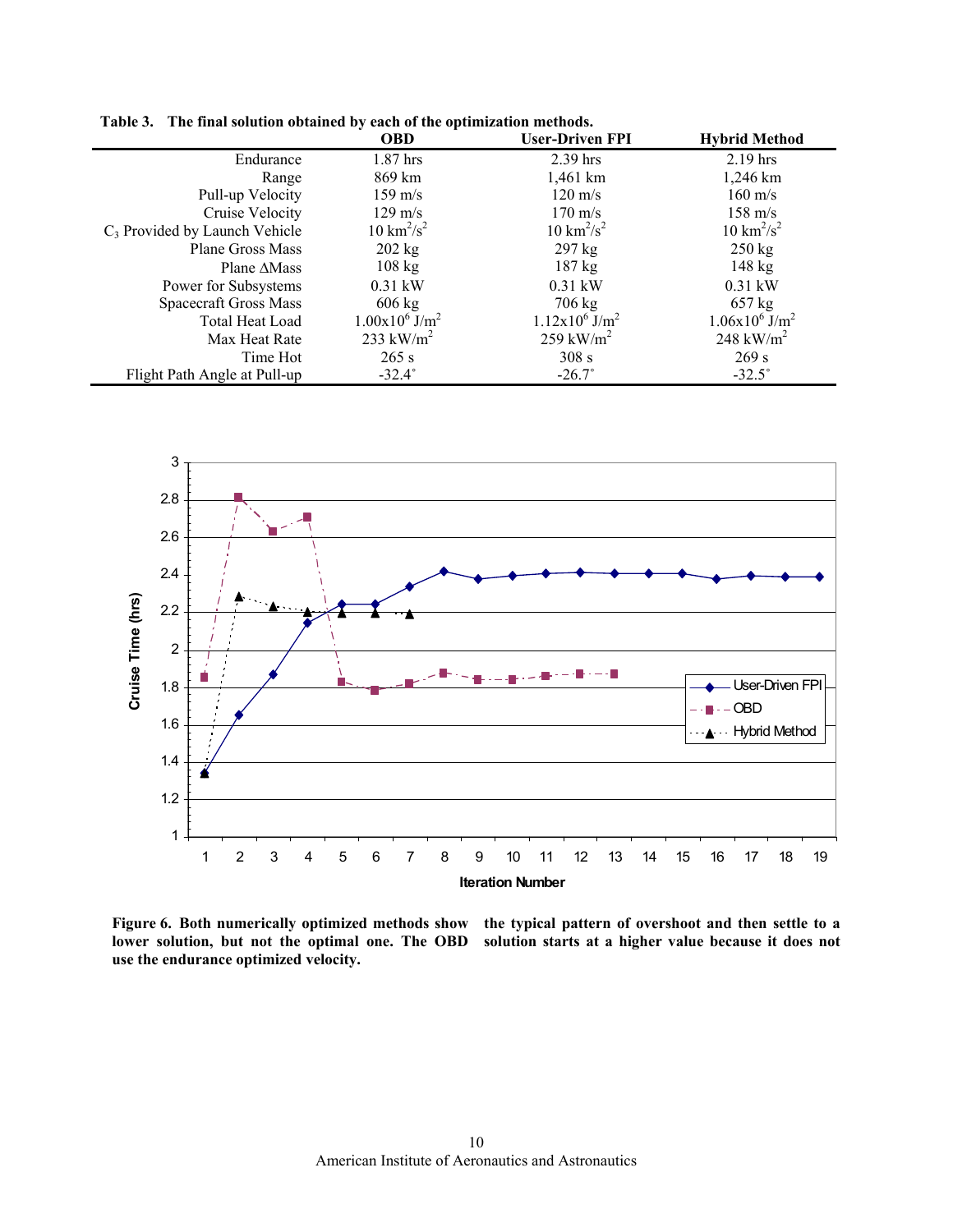**Table 3. The final solution obtained by each of the optimization methods.**

| | OBD | User-Driven FPI | Hybrid Method |
|---|---|---|---|
| Endurance | 1.87 hrs | 2.39 hrs | 2.19 hrs |
| Range | 869 km | 1,461 km | 1,246 km |
| Pull-up Velocity | 159 m/s | 120 m/s | 160 m/s |
| Cruise Velocity | 129 m/s | 170 m/s | 158 m/s |
| $C_3$ Provided by Launch Vehicle | 10 $km^2/s^2$ | 10 $km^2/s^2$ | 10 $km^2/s^2$ |
| Plane Gross Mass | 202 kg | 297 kg | 250 kg |
| Plane ΔMass | 108 kg | 187 kg | 148 kg |
| Power for Subsystems | 0.31 kW | 0.31 kW | 0.31 kW |
| Spacecraft Gross Mass | 606 kg | 706 kg | 657 kg |
| Total Heat Load | $1.00\times10^6$ $J/m^2$ | $1.12\times10^6$ $J/m^2$ | $1.06\times10^6$ $J/m^2$ |
| Max Heat Rate | 233 $kW/m^2$ | 259 $kW/m^2$ | 248 $kW/m^2$ |
| Time Hot | 265 s | 308 s | 269 s |
| Flight Path Angle at Pull-up | -32.4˚ | -26.7˚ | -32.5˚ |

**Figure 6. Both numerically optimized methods show the typical pattern of overshoot and then settle to a lower solution, but not the optimal one. The OBD solution starts at a higher value because it does not use the endurance optimized velocity.**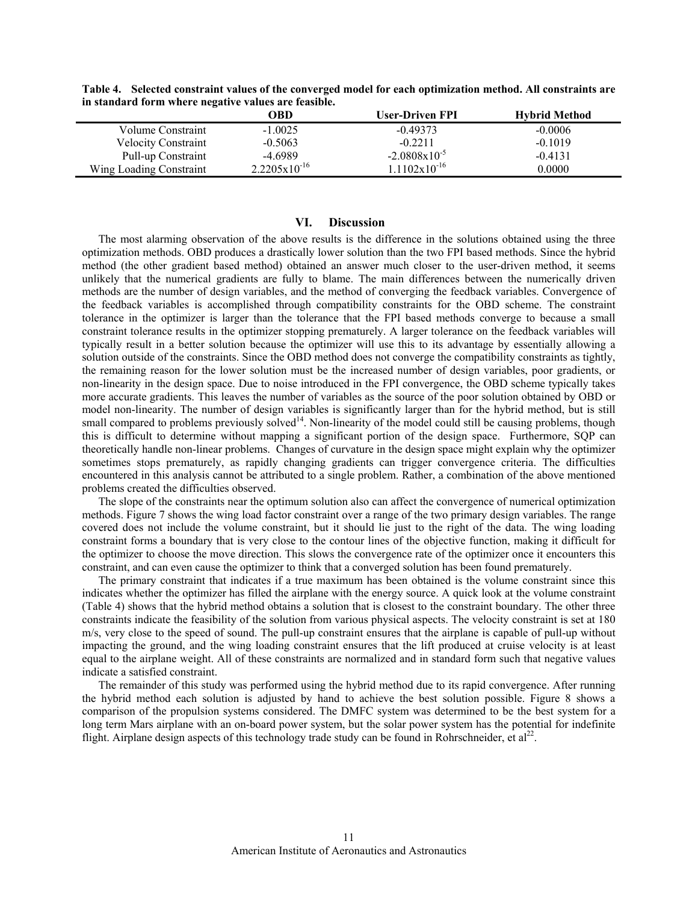**Table 4. Selected constraint values of the converged model for each optimization method. All constraints are in standard form where negative values are feasible.**

| | OBD | User-Driven FPI | Hybrid Method |
|---|---|---|---|
| Volume Constraint | -1.0025 | -0.49373 | -0.0006 |
| Velocity Constraint | -0.5063 | -0.2211 | -0.1019 |
| Pull-up Constraint | -4.6989 | $-2.0808 \times 10^{-5}$ | -0.4131 |
| Wing Loading Constraint | $2.2205 \times 10^{-16}$ | $1.1102 \times 10^{-16}$ | 0.0000 |

## VI. Discussion

The most alarming observation of the above results is the difference in the solutions obtained using the three optimization methods. OBD produces a drastically lower solution than the two FPI based methods. Since the hybrid method (the other gradient based method) obtained an answer much closer to the user-driven method, it seems unlikely that the numerical gradients are fully to blame. The main differences between the numerically driven methods are the number of design variables, and the method of converging the feedback variables. Convergence of the feedback variables is accomplished through compatibility constraints for the OBD scheme. The constraint tolerance in the optimizer is larger than the tolerance that the FPI based methods converge to because a small constraint tolerance results in the optimizer stopping prematurely. A larger tolerance on the feedback variables will typically result in a better solution because the optimizer will use this to its advantage by essentially allowing a solution outside of the constraints. Since the OBD method does not converge the compatibility constraints as tightly, the remaining reason for the lower solution must be the increased number of design variables, poor gradients, or non-linearity in the design space. Due to noise introduced in the FPI convergence, the OBD scheme typically takes more accurate gradients. This leaves the number of variables as the source of the poor solution obtained by OBD or model non-linearity. The number of design variables is significantly larger than for the hybrid method, but is still small compared to problems previously solved[14]. Non-linearity of the model could still be causing problems, though this is difficult to determine without mapping a significant portion of the design space. Furthermore, SQP can theoretically handle non-linear problems. Changes of curvature in the design space might explain why the optimizer sometimes stops prematurely, as rapidly changing gradients can trigger convergence criteria. The difficulties encountered in this analysis cannot be attributed to a single problem. Rather, a combination of the above mentioned problems created the difficulties observed.

The slope of the constraints near the optimum solution also can affect the convergence of numerical optimization methods. Figure 7 shows the wing load factor constraint over a range of the two primary design variables. The range covered does not include the volume constraint, but it should lie just to the right of the data. The wing loading constraint forms a boundary that is very close to the contour lines of the objective function, making it difficult for the optimizer to choose the move direction. This slows the convergence rate of the optimizer once it encounters this constraint, and can even cause the optimizer to think that a converged solution has been found prematurely.

The primary constraint that indicates if a true maximum has been obtained is the volume constraint since this indicates whether the optimizer has filled the airplane with the energy source. A quick look at the volume constraint (Table 4) shows that the hybrid method obtains a solution that is closest to the constraint boundary. The other three constraints indicate the feasibility of the solution from various physical aspects. The velocity constraint is set at 180 m/s, very close to the speed of sound. The pull-up constraint ensures that the airplane is capable of pull-up without impacting the ground, and the wing loading constraint ensures that the lift produced at cruise velocity is at least equal to the airplane weight. All of these constraints are normalized and in standard form such that negative values indicate a satisfied constraint.

The remainder of this study was performed using the hybrid method due to its rapid convergence. After running the hybrid method each solution is adjusted by hand to achieve the best solution possible. Figure 8 shows a comparison of the propulsion systems considered. The DMFC system was determined to be the best system for a long term Mars airplane with an on-board power system, but the solar power system has the potential for indefinite flight. Airplane design aspects of this technology trade study can be found in Rohrschneider, et al[22].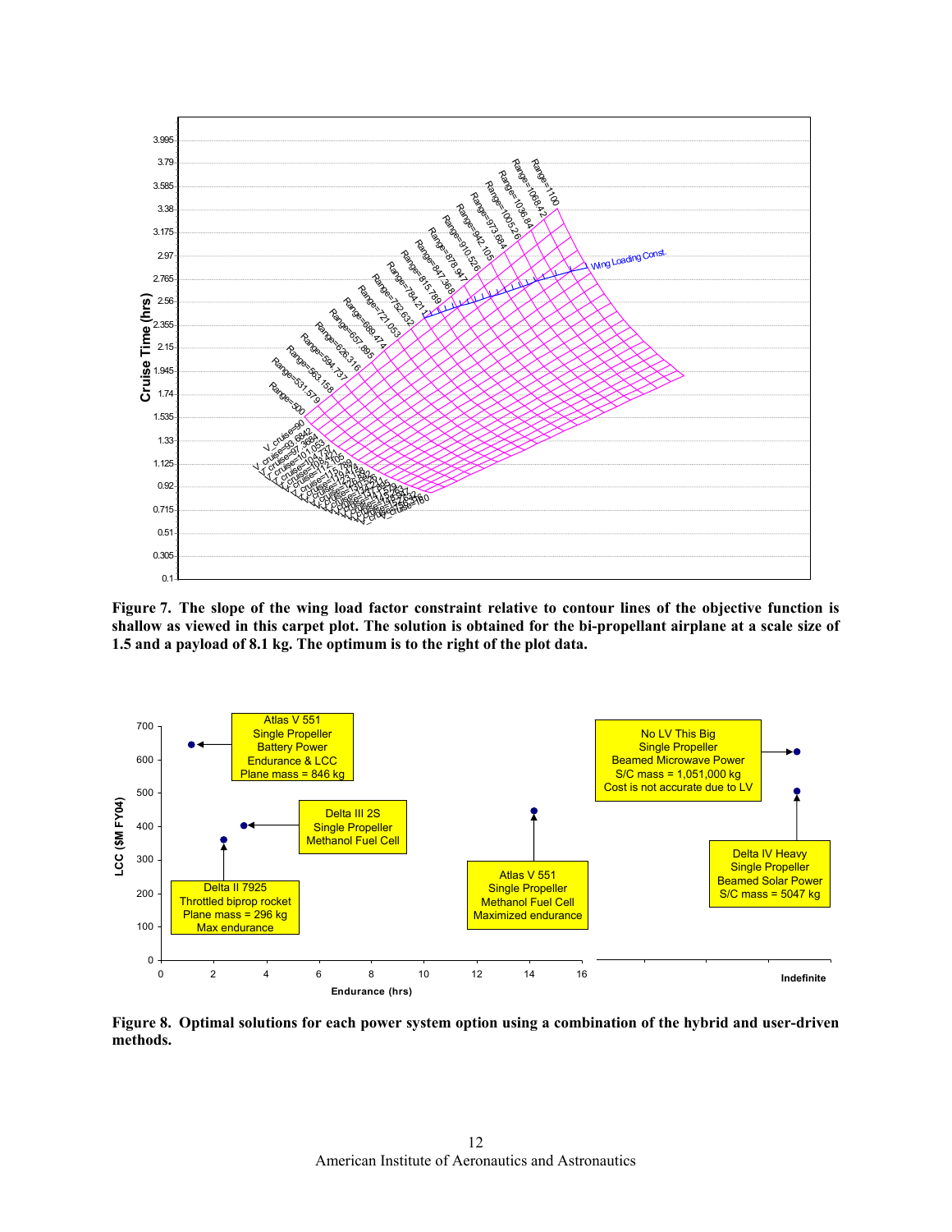**Figure 7. The slope of the wing load factor constraint relative to contour lines of the objective function is shallow as viewed in this carpet plot. The solution is obtained for the bi-propellant airplane at a scale size of 1.5 and a payload of 8.1 kg. The optimum is to the right of the plot data.**

**Figure 8. Optimal solutions for each power system option using a combination of the hybrid and user-driven methods.**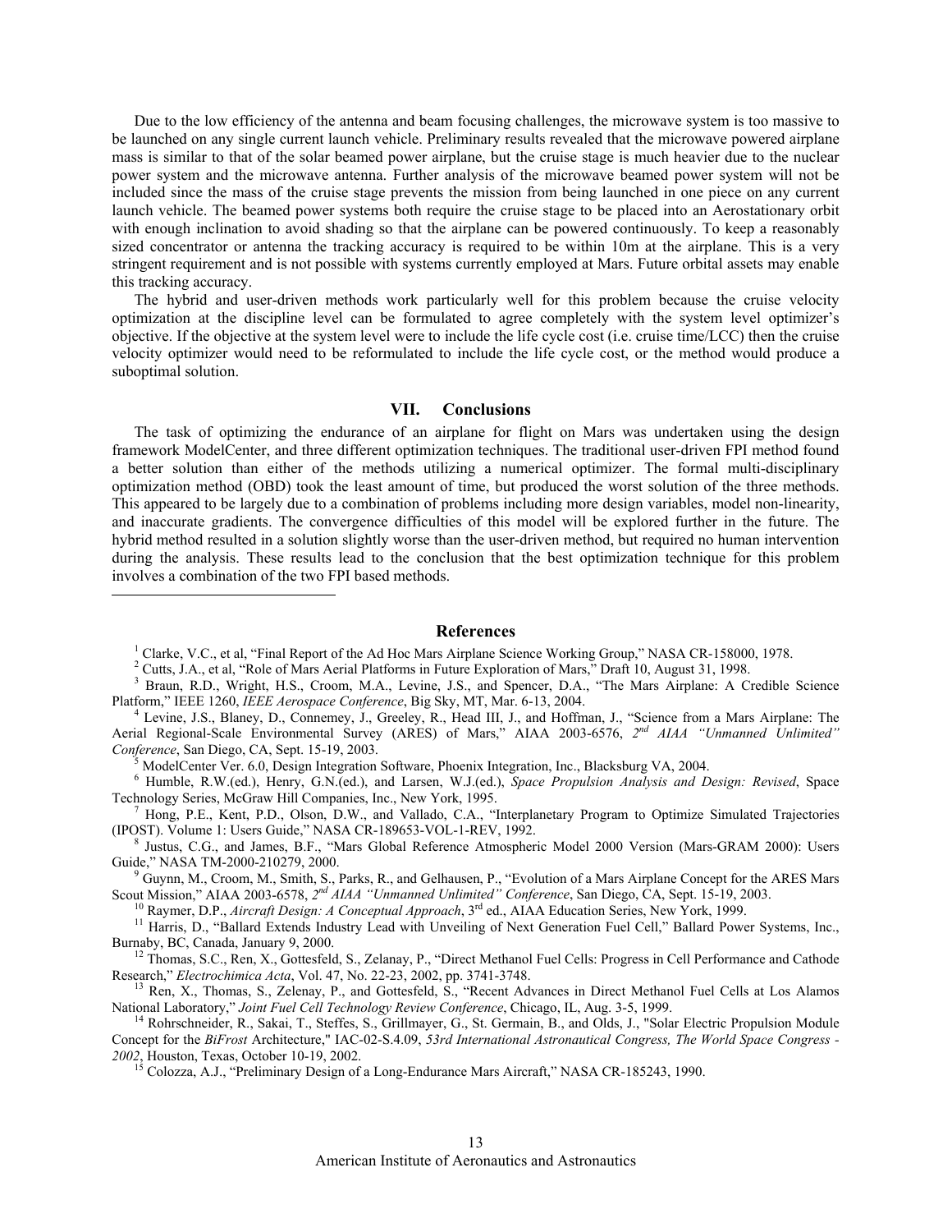Due to the low efficiency of the antenna and beam focusing challenges, the microwave system is too massive to be launched on any single current launch vehicle. Preliminary results revealed that the microwave powered airplane mass is similar to that of the solar beamed power airplane, but the cruise stage is much heavier due to the nuclear power system and the microwave antenna. Further analysis of the microwave beamed power system will not be included since the mass of the cruise stage prevents the mission from being launched in one piece on any current launch vehicle. The beamed power systems both require the cruise stage to be placed into an Aerostationary orbit with enough inclination to avoid shading so that the airplane can be powered continuously. To keep a reasonably sized concentrator or antenna the tracking accuracy is required to be within 10m at the airplane. This is a very stringent requirement and is not possible with systems currently employed at Mars. Future orbital assets may enable this tracking accuracy.

The hybrid and user-driven methods work particularly well for this problem because the cruise velocity optimization at the discipline level can be formulated to agree completely with the system level optimizer's objective. If the objective at the system level were to include the life cycle cost (i.e. cruise time/LCC) then the cruise velocity optimizer would need to be reformulated to include the life cycle cost, or the method would produce a suboptimal solution.

## VII. Conclusions

The task of optimizing the endurance of an airplane for flight on Mars was undertaken using the design framework ModelCenter, and three different optimization techniques. The traditional user-driven FPI method found a better solution than either of the methods utilizing a numerical optimizer. The formal multi-disciplinary optimization method (OBD) took the least amount of time, but produced the worst solution of the three methods. This appeared to be largely due to a combination of problems including more design variables, model non-linearity, and inaccurate gradients. The convergence difficulties of this model will be explored further in the future. The hybrid method resulted in a solution slightly worse than the user-driven method, but required no human intervention during the analysis. These results lead to the conclusion that the best optimization technique for this problem involves a combination of the two FPI based methods.

## References

[1] Clarke, V.C., et al, "Final Report of the Ad Hoc Mars Airplane Science Working Group," NASA CR-158000, 1978.

[2] Cutts, J.A., et al, "Role of Mars Aerial Platforms in Future Exploration of Mars," Draft 10, August 31, 1998.

[3] Braun, R.D., Wright, H.S., Croom, M.A., Levine, J.S., and Spencer, D.A., "The Mars Airplane: A Credible Science Platform," IEEE 1260, *IEEE Aerospace Conference*, Big Sky, MT, Mar. 6-13, 2004.

[4] Levine, J.S., Blaney, D., Connemey, J., Greeley, R., Head III, J., and Hoffman, J., "Science from a Mars Airplane: The Aerial Regional-Scale Environmental Survey (ARES) of Mars," AIAA 2003-6576, *2nd AIAA "Unmanned Unlimited" Conference*, San Diego, CA, Sept. 15-19, 2003.

[5] ModelCenter Ver. 6.0, Design Integration Software, Phoenix Integration, Inc., Blacksburg VA, 2004.

[6] Humble, R.W.(ed.), Henry, G.N.(ed.), and Larsen, W.J.(ed.), *Space Propulsion Analysis and Design: Revised*, Space Technology Series, McGraw Hill Companies, Inc., New York, 1995.

[7] Hong, P.E., Kent, P.D., Olson, D.W., and Vallado, C.A., "Interplanetary Program to Optimize Simulated Trajectories (IPOST). Volume 1: Users Guide," NASA CR-189653-VOL-1-REV, 1992.

[8] Justus, C.G., and James, B.F., "Mars Global Reference Atmospheric Model 2000 Version (Mars-GRAM 2000): Users Guide," NASA TM-2000-210279, 2000.

[9] Guynn, M., Croom, M., Smith, S., Parks, R., and Gelhausen, P., "Evolution of a Mars Airplane Concept for the ARES Mars Scout Mission," AIAA 2003-6578, *2nd AIAA "Unmanned Unlimited" Conference*, San Diego, CA, Sept. 15-19, 2003.

[10] Raymer, D.P., *Aircraft Design: A Conceptual Approach*, 3rd ed., AIAA Education Series, New York, 1999.

[11] Harris, D., "Ballard Extends Industry Lead with Unveiling of Next Generation Fuel Cell," Ballard Power Systems, Inc., Burnaby, BC, Canada, January 9, 2000.

[12] Thomas, S.C., Ren, X., Gottesfeld, S., Zelanay, P., "Direct Methanol Fuel Cells: Progress in Cell Performance and Cathode Research," *Electrochimica Acta*, Vol. 47, No. 22-23, 2002, pp. 3741-3748.

[13] Ren, X., Thomas, S., Zelenay, P., and Gottesfeld, S., "Recent Advances in Direct Methanol Fuel Cells at Los Alamos National Laboratory," *Joint Fuel Cell Technology Review Conference*, Chicago, IL, Aug. 3-5, 1999.

[14] Rohrschneider, R., Sakai, T., Steffes, S., Grillmayer, G., St. Germain, B., and Olds, J., "Solar Electric Propulsion Module Concept for the *BiFrost* Architecture," IAC-02-S.4.09, *53rd International Astronautical Congress, The World Space Congress - 2002*, Houston, Texas, October 10-19, 2002.

[15] Colozza, A.J., "Preliminary Design of a Long-Endurance Mars Aircraft," NASA CR-185243, 1990.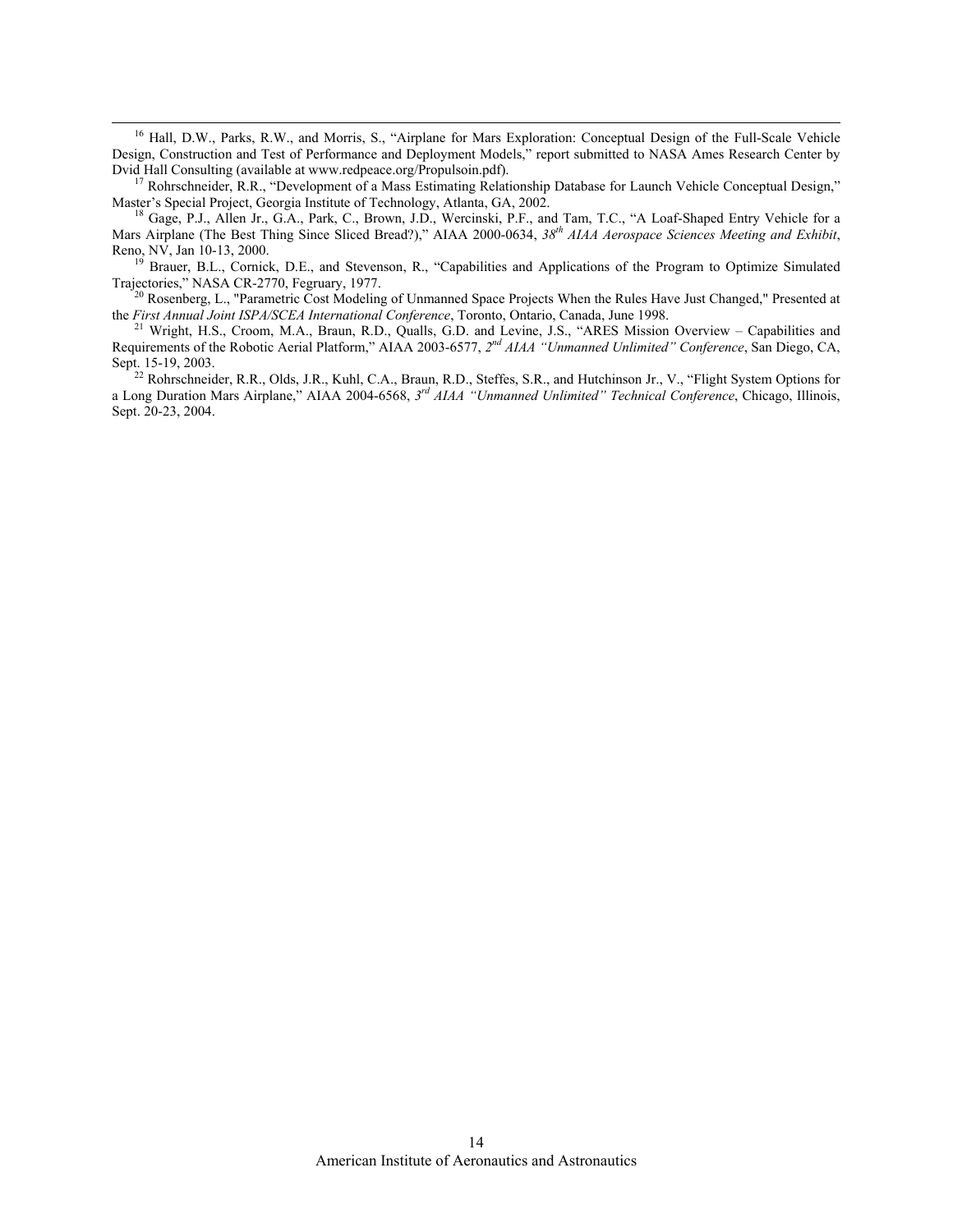[16] Hall, D.W., Parks, R.W., and Morris, S., "Airplane for Mars Exploration: Conceptual Design of the Full-Scale Vehicle Design, Construction and Test of Performance and Deployment Models," report submitted to NASA Ames Research Center by Dvid Hall Consulting (available at www.redpeace.org/Propulsoin.pdf).

[17] Rohrschneider, R.R., "Development of a Mass Estimating Relationship Database for Launch Vehicle Conceptual Design," Master's Special Project, Georgia Institute of Technology, Atlanta, GA, 2002.

[18] Gage, P.J., Allen Jr., G.A., Park, C., Brown, J.D., Wercinski, P.F., and Tam, T.C., "A Loaf-Shaped Entry Vehicle for a Mars Airplane (The Best Thing Since Sliced Bread?)," AIAA 2000-0634, *38th AIAA Aerospace Sciences Meeting and Exhibit*, Reno, NV, Jan 10-13, 2000.

[19] Brauer, B.L., Cornick, D.E., and Stevenson, R., "Capabilities and Applications of the Program to Optimize Simulated Trajectories," NASA CR-2770, Fegruary, 1977.

[20] Rosenberg, L., "Parametric Cost Modeling of Unmanned Space Projects When the Rules Have Just Changed," Presented at the *First Annual Joint ISPA/SCEA International Conference*, Toronto, Ontario, Canada, June 1998.

[21] Wright, H.S., Croom, M.A., Braun, R.D., Qualls, G.D. and Levine, J.S., "ARES Mission Overview – Capabilities and Requirements of the Robotic Aerial Platform," AIAA 2003-6577, *2nd AIAA "Unmanned Unlimited" Conference*, San Diego, CA, Sept. 15-19, 2003.

[22] Rohrschneider, R.R., Olds, J.R., Kuhl, C.A., Braun, R.D., Steffes, S.R., and Hutchinson Jr., V., "Flight System Options for a Long Duration Mars Airplane," AIAA 2004-6568, *3rd AIAA "Unmanned Unlimited" Technical Conference*, Chicago, Illinois, Sept. 20-23, 2004.